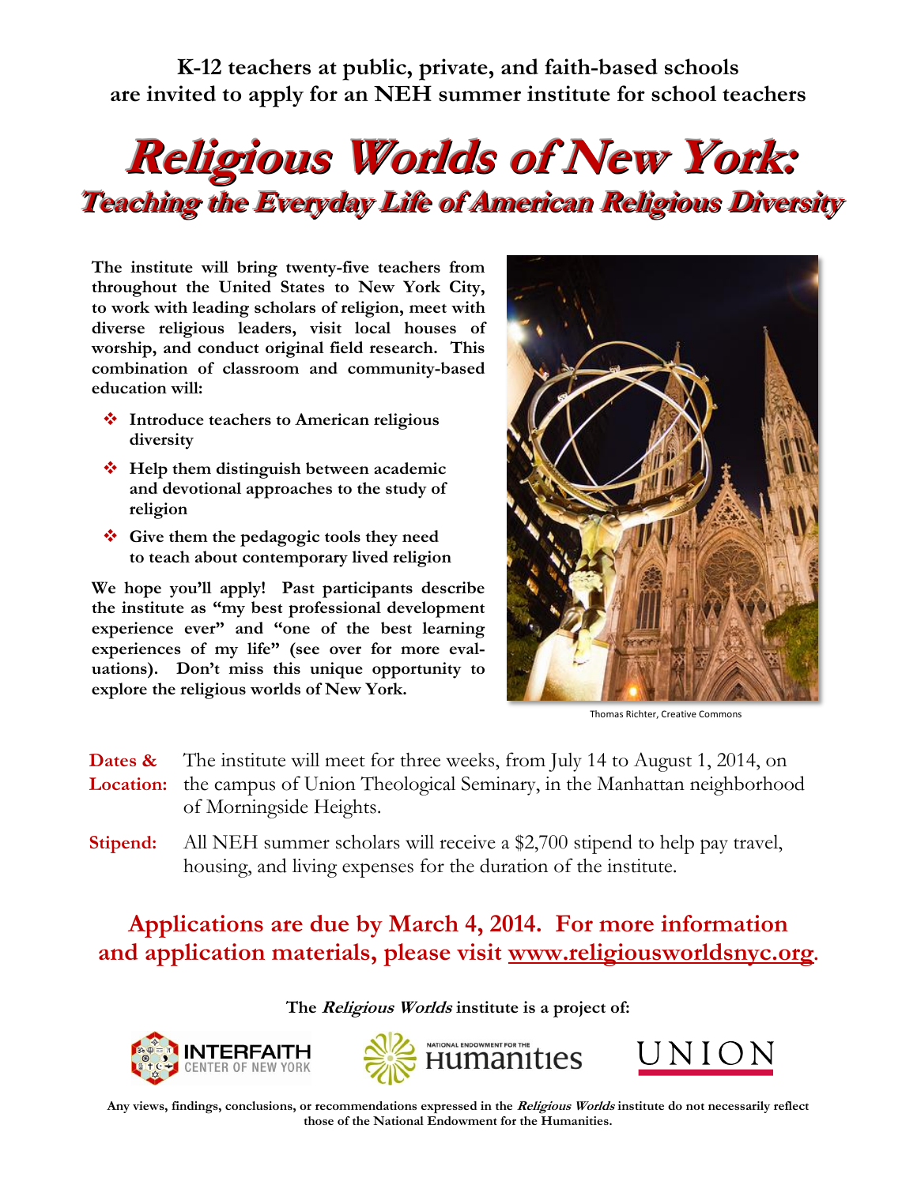**K-12 teachers at public, private, and faith-based schools are invited to apply for an NEH summer institute for school teachers**

# Religious Worlds of New York:

## Teaching the Everyday Life of American Religious Diversity

**The institute will bring twenty-five teachers from throughout the United States to New York City, to work with leading scholars of religion, meet with diverse religious leaders, visit local houses of worship, and conduct original field research. This combination of classroom and community-based education will:**

- **Introduce teachers to American religious diversity**
- **Help them distinguish between academic and devotional approaches to the study of religion**
- **Give them the pedagogic tools they need to teach about contemporary lived religion**

**We hope you'll apply! Past participants describe the institute as "my best professional development experience ever" and "one of the best learning experiences of my life" (see over for more evaluations). Don't miss this unique opportunity to explore the religious worlds of New York.**

Thomas Richter, Creative Commons

**Dates & Location:** The institute will meet for three weeks, from July 14 to August 1, 2014, on the campus of Union Theological Seminary, in the Manhattan neighborhood of Morningside Heights.

**Stipend:** All NEH summer scholars will receive a $2,700 stipend to help pay travel, housing, and living expenses for the duration of the institute.

**Applications are due by March 4, 2014. For more information and application materials, please visit www.religiousworldsnyc.org.**

**The *Religious Worlds* institute is a project of:**

INTERFAITH CENTER OF NEW YORK · NATIONAL ENDOWMENT FOR THE Humanities · UNION

**Any views, findings, conclusions, or recommendations expressed in the *Religious Worlds* institute do not necessarily reflect those of the National Endowment for the Humanities.**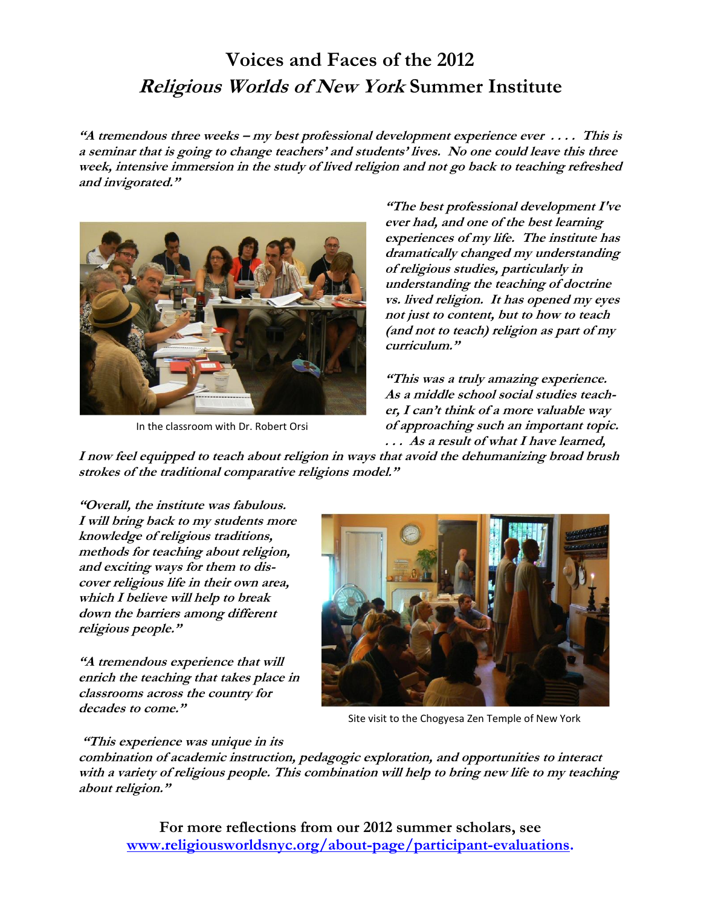# Voices and Faces of the 2012 *Religious Worlds of New York* Summer Institute

***"A tremendous three weeks – my best professional development experience ever . . . . This is a seminar that is going to change teachers' and students' lives. No one could leave this three week, intensive immersion in the study of lived religion and not go back to teaching refreshed and invigorated."***

In the classroom with Dr. Robert Orsi

***"The best professional development I've ever had, and one of the best learning experiences of my life. The institute has dramatically changed my understanding of religious studies, particularly in understanding the teaching of doctrine vs. lived religion. It has opened my eyes not just to content, but to how to teach (and not to teach) religion as part of my curriculum."***

***"This was a truly amazing experience. As a middle school social studies teacher, I can't think of a more valuable way of approaching such an important topic. . . . As a result of what I have learned, I now feel equipped to teach about religion in ways that avoid the dehumanizing broad brush strokes of the traditional comparative religions model."***

***"Overall, the institute was fabulous. I will bring back to my students more knowledge of religious traditions, methods for teaching about religion, and exciting ways for them to discover religious life in their own area, which I believe will help to break down the barriers among different religious people."***

***"A tremendous experience that will enrich the teaching that takes place in classrooms across the country for decades to come."***

Site visit to the Chogyesa Zen Temple of New York

***"This experience was unique in its combination of academic instruction, pedagogic exploration, and opportunities to interact with a variety of religious people. This combination will help to bring new life to my teaching about religion."***

**For more reflections from our 2012 summer scholars, see [www.religiousworldsnyc.org/about-page/participant-evaluations](http://www.religiousworldsnyc.org/about-page/participant-evaluations).**